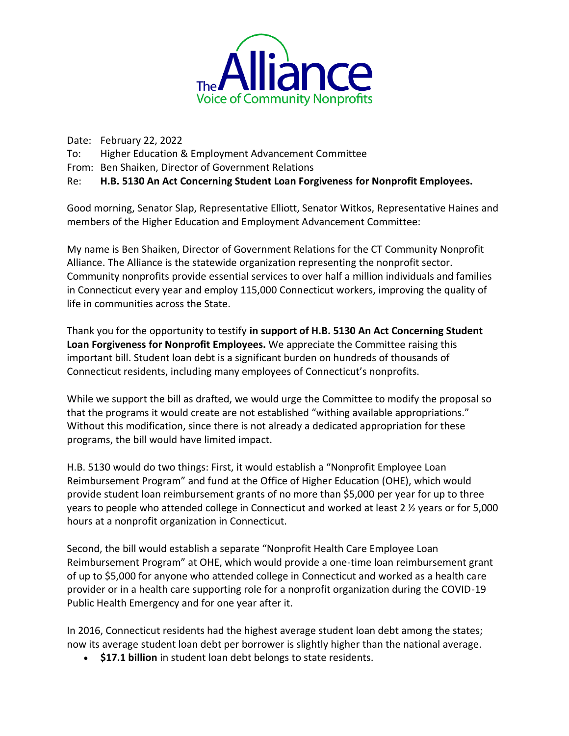The Alliance
Voice of Community Nonprofits

Date: February 22, 2022
To: Higher Education & Employment Advancement Committee
From: Ben Shaiken, Director of Government Relations
Re: **H.B. 5130 An Act Concerning Student Loan Forgiveness for Nonprofit Employees.**

Good morning, Senator Slap, Representative Elliott, Senator Witkos, Representative Haines and members of the Higher Education and Employment Advancement Committee:

My name is Ben Shaiken, Director of Government Relations for the CT Community Nonprofit Alliance. The Alliance is the statewide organization representing the nonprofit sector. Community nonprofits provide essential services to over half a million individuals and families in Connecticut every year and employ 115,000 Connecticut workers, improving the quality of life in communities across the State.

Thank you for the opportunity to testify **in support of H.B. 5130 An Act Concerning Student Loan Forgiveness for Nonprofit Employees.** We appreciate the Committee raising this important bill. Student loan debt is a significant burden on hundreds of thousands of Connecticut residents, including many employees of Connecticut's nonprofits.

While we support the bill as drafted, we would urge the Committee to modify the proposal so that the programs it would create are not established "withing available appropriations." Without this modification, since there is not already a dedicated appropriation for these programs, the bill would have limited impact.

H.B. 5130 would do two things: First, it would establish a "Nonprofit Employee Loan Reimbursement Program" and fund at the Office of Higher Education (OHE), which would provide student loan reimbursement grants of no more than $5,000 per year for up to three years to people who attended college in Connecticut and worked at least 2 ½ years or for 5,000 hours at a nonprofit organization in Connecticut.

Second, the bill would establish a separate "Nonprofit Health Care Employee Loan Reimbursement Program" at OHE, which would provide a one-time loan reimbursement grant of up to $5,000 for anyone who attended college in Connecticut and worked as a health care provider or in a health care supporting role for a nonprofit organization during the COVID-19 Public Health Emergency and for one year after it.

In 2016, Connecticut residents had the highest average student loan debt among the states; now its average student loan debt per borrower is slightly higher than the national average.

- **$17.1 billion** in student loan debt belongs to state residents.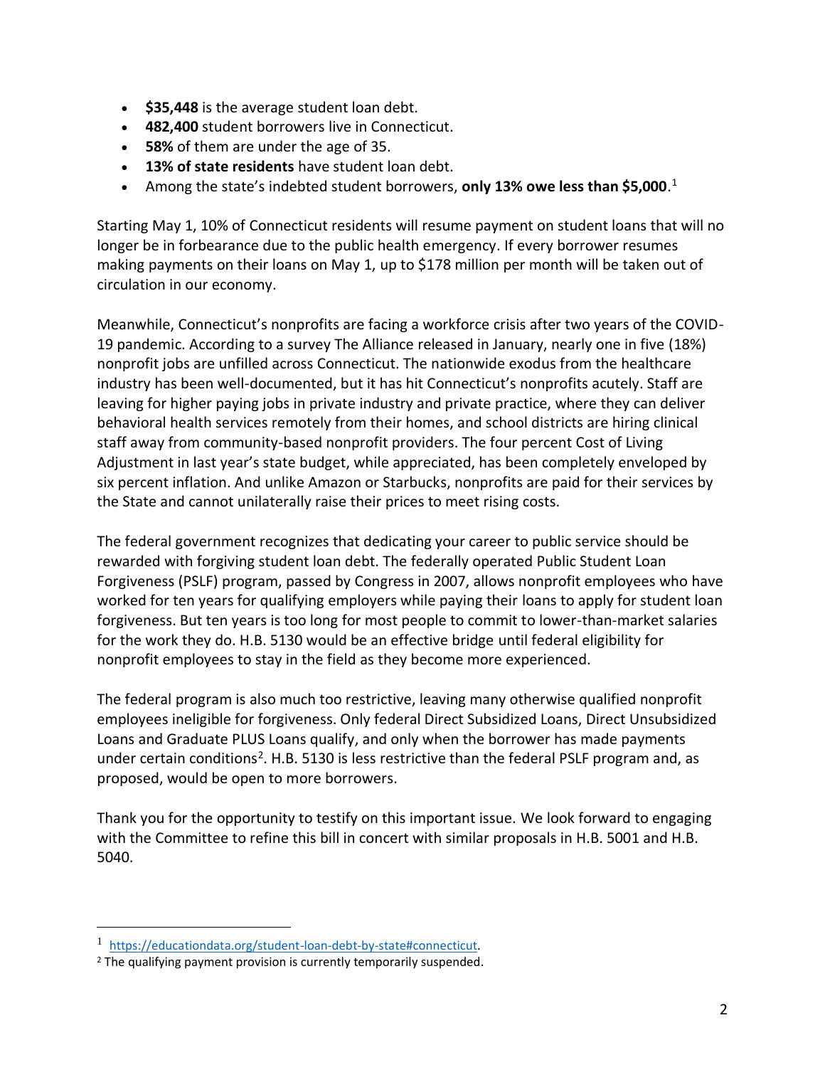- **$35,448** is the average student loan debt.
- **482,400** student borrowers live in Connecticut.
- **58%** of them are under the age of 35.
- **13% of state residents** have student loan debt.
- Among the state's indebted student borrowers, **only 13% owe less than $5,000**.[1]

Starting May 1, 10% of Connecticut residents will resume payment on student loans that will no longer be in forbearance due to the public health emergency. If every borrower resumes making payments on their loans on May 1, up to $178 million per month will be taken out of circulation in our economy.

Meanwhile, Connecticut's nonprofits are facing a workforce crisis after two years of the COVID-19 pandemic. According to a survey The Alliance released in January, nearly one in five (18%) nonprofit jobs are unfilled across Connecticut. The nationwide exodus from the healthcare industry has been well-documented, but it has hit Connecticut's nonprofits acutely. Staff are leaving for higher paying jobs in private industry and private practice, where they can deliver behavioral health services remotely from their homes, and school districts are hiring clinical staff away from community-based nonprofit providers. The four percent Cost of Living Adjustment in last year's state budget, while appreciated, has been completely enveloped by six percent inflation. And unlike Amazon or Starbucks, nonprofits are paid for their services by the State and cannot unilaterally raise their prices to meet rising costs.

The federal government recognizes that dedicating your career to public service should be rewarded with forgiving student loan debt. The federally operated Public Student Loan Forgiveness (PSLF) program, passed by Congress in 2007, allows nonprofit employees who have worked for ten years for qualifying employers while paying their loans to apply for student loan forgiveness. But ten years is too long for most people to commit to lower-than-market salaries for the work they do. H.B. 5130 would be an effective bridge until federal eligibility for nonprofit employees to stay in the field as they become more experienced.

The federal program is also much too restrictive, leaving many otherwise qualified nonprofit employees ineligible for forgiveness. Only federal Direct Subsidized Loans, Direct Unsubsidized Loans and Graduate PLUS Loans qualify, and only when the borrower has made payments under certain conditions[2]. H.B. 5130 is less restrictive than the federal PSLF program and, as proposed, would be open to more borrowers.

Thank you for the opportunity to testify on this important issue. We look forward to engaging with the Committee to refine this bill in concert with similar proposals in H.B. 5001 and H.B. 5040.

---

[1] https://educationdata.org/student-loan-debt-by-state#connecticut.

[2] The qualifying payment provision is currently temporarily suspended.